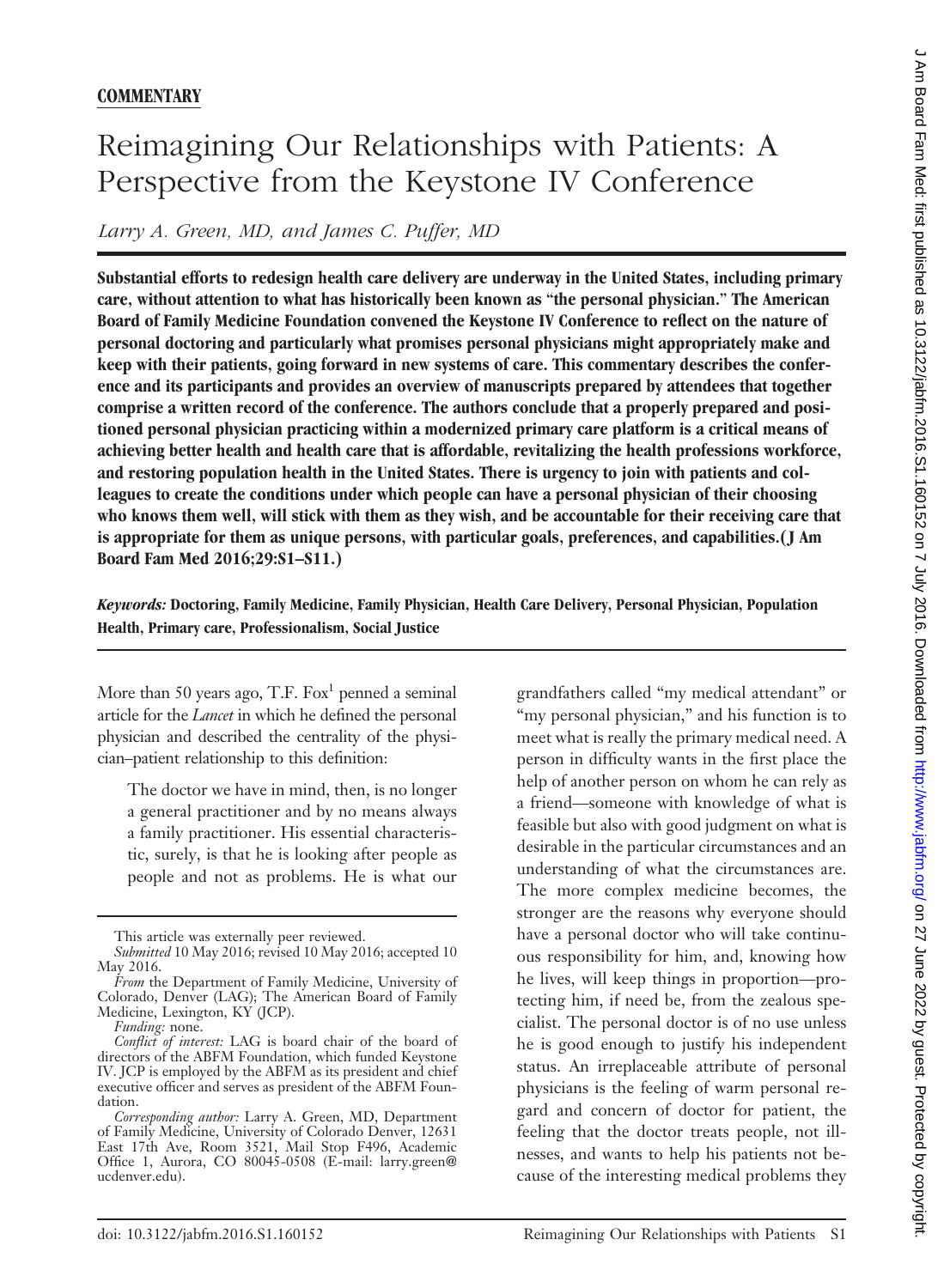**COMMENTARY**

# Reimagining Our Relationships with Patients: A Perspective from the Keystone IV Conference

*Larry A. Green, MD, and James C. Puffer, MD*

**Substantial efforts to redesign health care delivery are underway in the United States, including primary care, without attention to what has historically been known as "the personal physician." The American Board of Family Medicine Foundation convened the Keystone IV Conference to reflect on the nature of personal doctoring and particularly what promises personal physicians might appropriately make and keep with their patients, going forward in new systems of care. This commentary describes the conference and its participants and provides an overview of manuscripts prepared by attendees that together comprise a written record of the conference. The authors conclude that a properly prepared and positioned personal physician practicing within a modernized primary care platform is a critical means of achieving better health and health care that is affordable, revitalizing the health professions workforce, and restoring population health in the United States. There is urgency to join with patients and colleagues to create the conditions under which people can have a personal physician of their choosing who knows them well, will stick with them as they wish, and be accountable for their receiving care that is appropriate for them as unique persons, with particular goals, preferences, and capabilities.(J Am Board Fam Med 2016;29:S1–S11.)**

*Keywords:* **Doctoring, Family Medicine, Family Physician, Health Care Delivery, Personal Physician, Population Health, Primary care, Professionalism, Social Justice**

More than 50 years ago, T.F. Fox[1] penned a seminal article for the *Lancet* in which he defined the personal physician and described the centrality of the physician–patient relationship to this definition:

> The doctor we have in mind, then, is no longer a general practitioner and by no means always a family practitioner. His essential characteristic, surely, is that he is looking after people as people and not as problems. He is what our grandfathers called "my medical attendant" or "my personal physician," and his function is to meet what is really the primary medical need. A person in difficulty wants in the first place the help of another person on whom he can rely as a friend—someone with knowledge of what is feasible but also with good judgment on what is desirable in the particular circumstances and an understanding of what the circumstances are. The more complex medicine becomes, the stronger are the reasons why everyone should have a personal doctor who will take continuous responsibility for him, and, knowing how he lives, will keep things in proportion—protecting him, if need be, from the zealous specialist. The personal doctor is of no use unless he is good enough to justify his independent status. An irreplaceable attribute of personal physicians is the feeling of warm personal regard and concern of doctor for patient, the feeling that the doctor treats people, not illnesses, and wants to help his patients not because of the interesting medical problems they

---

This article was externally peer reviewed.

*Submitted* 10 May 2016; revised 10 May 2016; accepted 10 May 2016.

*From* the Department of Family Medicine, University of Colorado, Denver (LAG); The American Board of Family Medicine, Lexington, KY (JCP).

*Funding:* none.

*Conflict of interest:* LAG is board chair of the board of directors of the ABFM Foundation, which funded Keystone IV. JCP is employed by the ABFM as its president and chief executive officer and serves as president of the ABFM Foundation.

*Corresponding author:* Larry A. Green, MD, Department of Family Medicine, University of Colorado Denver, 12631 East 17th Ave, Room 3521, Mail Stop F496, Academic Office 1, Aurora, CO 80045-0508 (E-mail: larry.green@ucdenver.edu).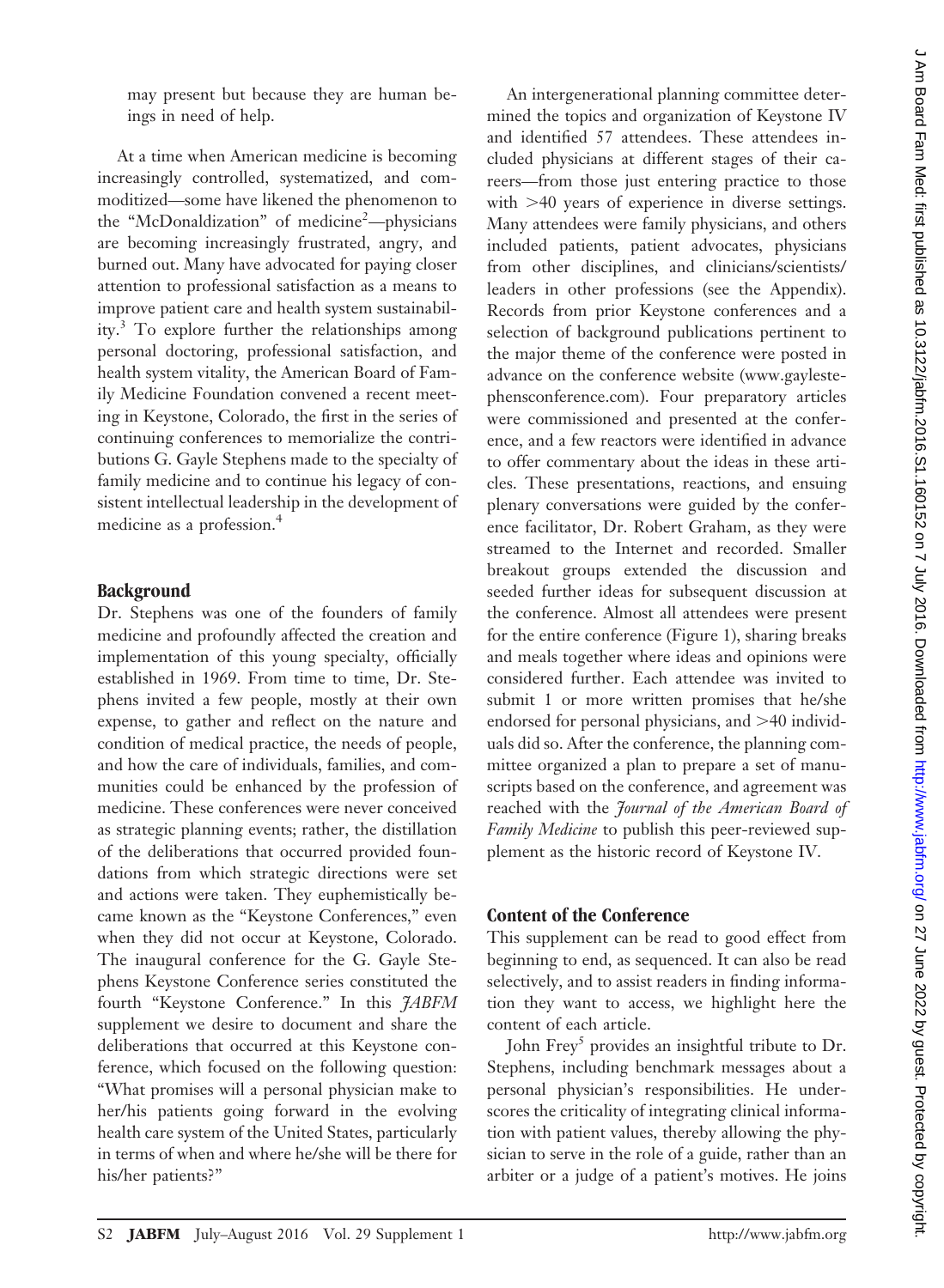may present but because they are human beings in need of help.

At a time when American medicine is becoming increasingly controlled, systematized, and commoditized—some have likened the phenomenon to the "McDonaldization" of medicine[2]—physicians are becoming increasingly frustrated, angry, and burned out. Many have advocated for paying closer attention to professional satisfaction as a means to improve patient care and health system sustainability.[3] To explore further the relationships among personal doctoring, professional satisfaction, and health system vitality, the American Board of Family Medicine Foundation convened a recent meeting in Keystone, Colorado, the first in the series of continuing conferences to memorialize the contributions G. Gayle Stephens made to the specialty of family medicine and to continue his legacy of consistent intellectual leadership in the development of medicine as a profession.[4]

## Background

Dr. Stephens was one of the founders of family medicine and profoundly affected the creation and implementation of this young specialty, officially established in 1969. From time to time, Dr. Stephens invited a few people, mostly at their own expense, to gather and reflect on the nature and condition of medical practice, the needs of people, and how the care of individuals, families, and communities could be enhanced by the profession of medicine. These conferences were never conceived as strategic planning events; rather, the distillation of the deliberations that occurred provided foundations from which strategic directions were set and actions were taken. They euphemistically became known as the "Keystone Conferences," even when they did not occur at Keystone, Colorado. The inaugural conference for the G. Gayle Stephens Keystone Conference series constituted the fourth "Keystone Conference." In this *JABFM* supplement we desire to document and share the deliberations that occurred at this Keystone conference, which focused on the following question: "What promises will a personal physician make to her/his patients going forward in the evolving health care system of the United States, particularly in terms of when and where he/she will be there for his/her patients?"

An intergenerational planning committee determined the topics and organization of Keystone IV and identified 57 attendees. These attendees included physicians at different stages of their careers—from those just entering practice to those with >40 years of experience in diverse settings. Many attendees were family physicians, and others included patients, patient advocates, physicians from other disciplines, and clinicians/scientists/leaders in other professions (see the Appendix). Records from prior Keystone conferences and a selection of background publications pertinent to the major theme of the conference were posted in advance on the conference website (www.gaylestephensconference.com). Four preparatory articles were commissioned and presented at the conference, and a few reactors were identified in advance to offer commentary about the ideas in these articles. These presentations, reactions, and ensuing plenary conversations were guided by the conference facilitator, Dr. Robert Graham, as they were streamed to the Internet and recorded. Smaller breakout groups extended the discussion and seeded further ideas for subsequent discussion at the conference. Almost all attendees were present for the entire conference (Figure 1), sharing breaks and meals together where ideas and opinions were considered further. Each attendee was invited to submit 1 or more written promises that he/she endorsed for personal physicians, and >40 individuals did so. After the conference, the planning committee organized a plan to prepare a set of manuscripts based on the conference, and agreement was reached with the *Journal of the American Board of Family Medicine* to publish this peer-reviewed supplement as the historic record of Keystone IV.

## Content of the Conference

This supplement can be read to good effect from beginning to end, as sequenced. It can also be read selectively, and to assist readers in finding information they want to access, we highlight here the content of each article.

John Frey[5] provides an insightful tribute to Dr. Stephens, including benchmark messages about a personal physician's responsibilities. He underscores the criticality of integrating clinical information with patient values, thereby allowing the physician to serve in the role of a guide, rather than an arbiter or a judge of a patient's motives. He joins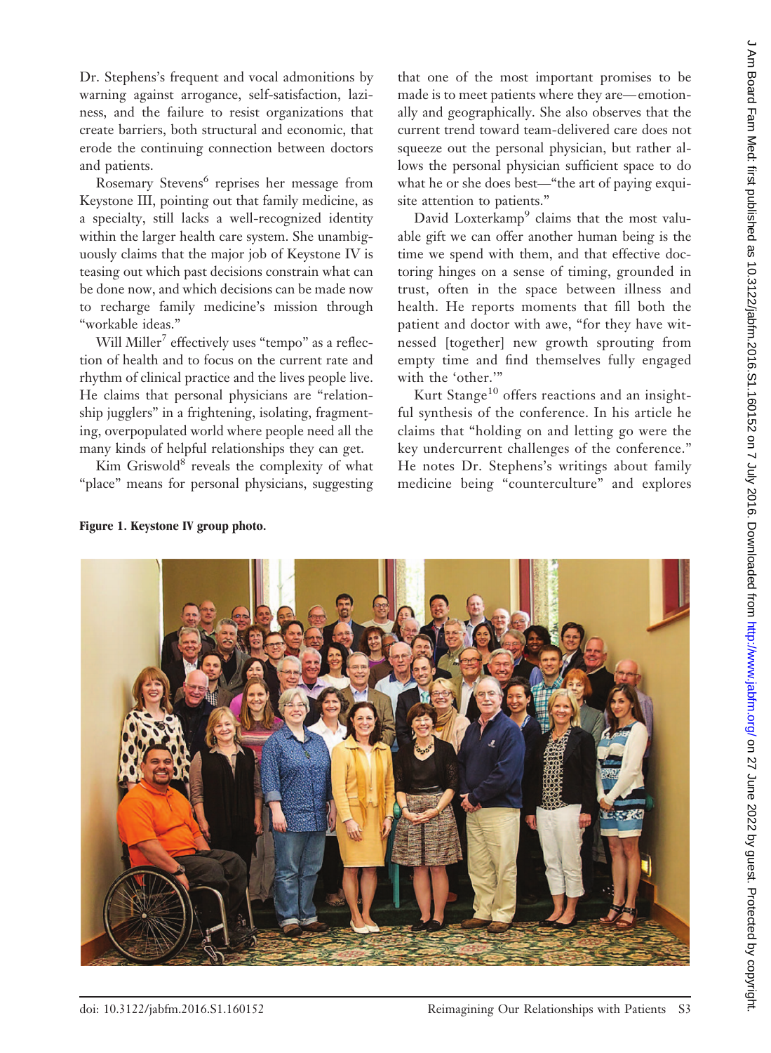Dr. Stephens's frequent and vocal admonitions by warning against arrogance, self-satisfaction, laziness, and the failure to resist organizations that create barriers, both structural and economic, that erode the continuing connection between doctors and patients.

Rosemary Stevens[6] reprises her message from Keystone III, pointing out that family medicine, as a specialty, still lacks a well-recognized identity within the larger health care system. She unambiguously claims that the major job of Keystone IV is teasing out which past decisions constrain what can be done now, and which decisions can be made now to recharge family medicine's mission through "workable ideas."

Will Miller[7] effectively uses "tempo" as a reflection of health and to focus on the current rate and rhythm of clinical practice and the lives people live. He claims that personal physicians are "relationship jugglers" in a frightening, isolating, fragmenting, overpopulated world where people need all the many kinds of helpful relationships they can get.

Kim Griswold[8] reveals the complexity of what "place" means for personal physicians, suggesting that one of the most important promises to be made is to meet patients where they are—emotionally and geographically. She also observes that the current trend toward team-delivered care does not squeeze out the personal physician, but rather allows the personal physician sufficient space to do what he or she does best—"the art of paying exquisite attention to patients."

David Loxterkamp[9] claims that the most valuable gift we can offer another human being is the time we spend with them, and that effective doctoring hinges on a sense of timing, grounded in trust, often in the space between illness and health. He reports moments that fill both the patient and doctor with awe, "for they have witnessed [together] new growth sprouting from empty time and find themselves fully engaged with the 'other.'"

Kurt Stange[10] offers reactions and an insightful synthesis of the conference. In his article he claims that "holding on and letting go were the key undercurrent challenges of the conference." He notes Dr. Stephens's writings about family medicine being "counterculture" and explores

**Figure 1. Keystone IV group photo.**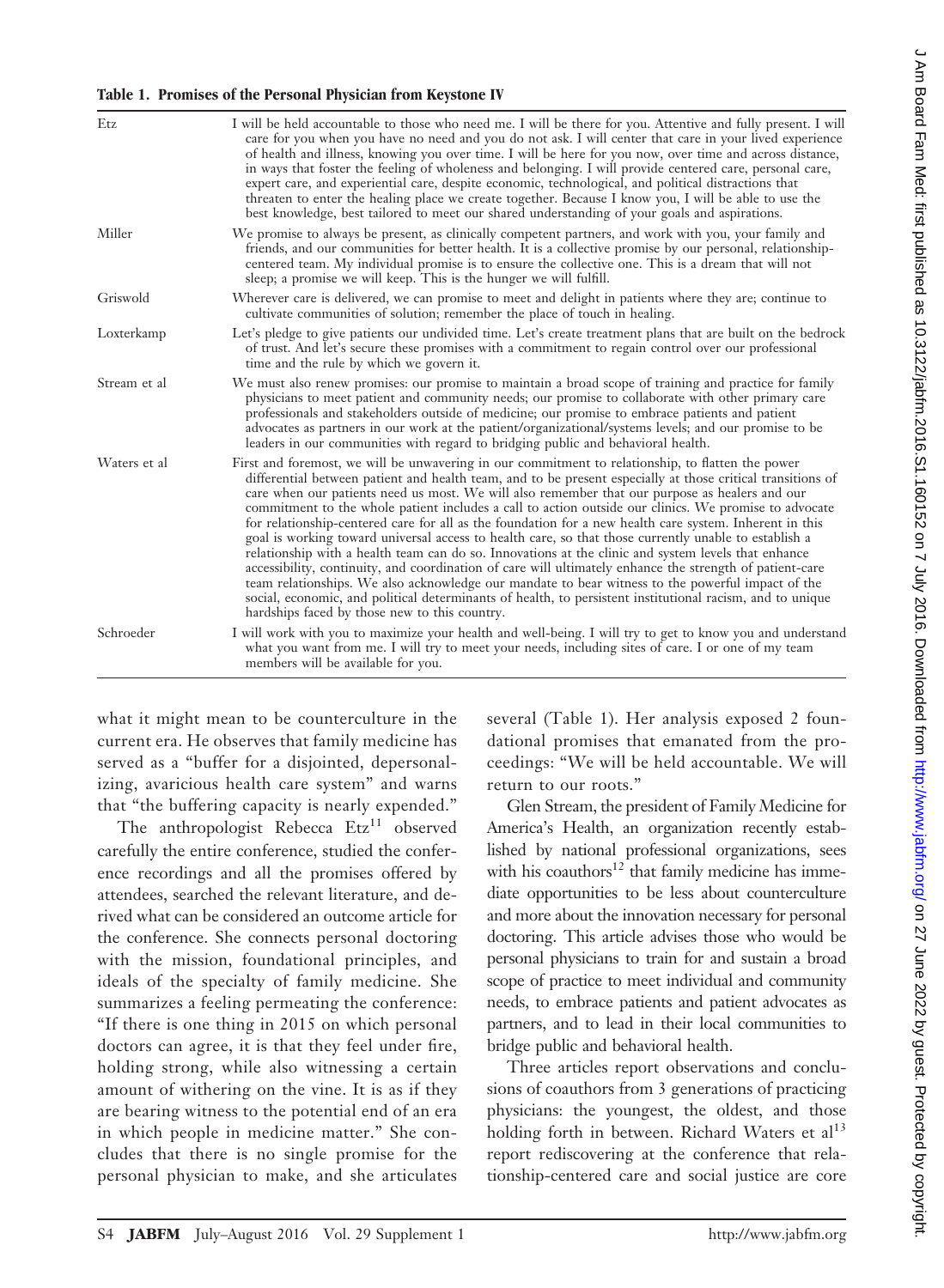**Table 1. Promises of the Personal Physician from Keystone IV**

| | |
|---|---|
| Etz | I will be held accountable to those who need me. I will be there for you. Attentive and fully present. I will care for you when you have no need and you do not ask. I will center that care in your lived experience of health and illness, knowing you over time. I will be here for you now, over time and across distance, in ways that foster the feeling of wholeness and belonging. I will provide centered care, personal care, expert care, and experiential care, despite economic, technological, and political distractions that threaten to enter the healing place we create together. Because I know you, I will be able to use the best knowledge, best tailored to meet our shared understanding of your goals and aspirations. |
| Miller | We promise to always be present, as clinically competent partners, and work with you, your family and friends, and our communities for better health. It is a collective promise by our personal, relationship-centered team. My individual promise is to ensure the collective one. This is a dream that will not sleep; a promise we will keep. This is the hunger we will fulfill. |
| Griswold | Wherever care is delivered, we can promise to meet and delight in patients where they are; continue to cultivate communities of solution; remember the place of touch in healing. |
| Loxterkamp | Let's pledge to give patients our undivided time. Let's create treatment plans that are built on the bedrock of trust. And let's secure these promises with a commitment to regain control over our professional time and the rule by which we govern it. |
| Stream et al | We must also renew promises: our promise to maintain a broad scope of training and practice for family physicians to meet patient and community needs; our promise to collaborate with other primary care professionals and stakeholders outside of medicine; our promise to embrace patients and patient advocates as partners in our work at the patient/organizational/systems levels; and our promise to be leaders in our communities with regard to bridging public and behavioral health. |
| Waters et al | First and foremost, we will be unwavering in our commitment to relationship, to flatten the power differential between patient and health team, and to be present especially at those critical transitions of care when our patients need us most. We will also remember that our purpose as healers and our commitment to the whole patient includes a call to action outside our clinics. We promise to advocate for relationship-centered care for all as the foundation for a new health care system. Inherent in this goal is working toward universal access to health care, so that those currently unable to establish a relationship with a health team can do so. Innovations at the clinic and system levels that enhance accessibility, continuity, and coordination of care will ultimately enhance the strength of patient-care team relationships. We also acknowledge our mandate to bear witness to the powerful impact of the social, economic, and political determinants of health, to persistent institutional racism, and to unique hardships faced by those new to this country. |
| Schroeder | I will work with you to maximize your health and well-being. I will try to get to know you and understand what you want from me. I will try to meet your needs, including sites of care. I or one of my team members will be available for you. |

what it might mean to be counterculture in the current era. He observes that family medicine has served as a "buffer for a disjointed, depersonalizing, avaricious health care system" and warns that "the buffering capacity is nearly expended."

The anthropologist Rebecca Etz[11] observed carefully the entire conference, studied the conference recordings and all the promises offered by attendees, searched the relevant literature, and derived what can be considered an outcome article for the conference. She connects personal doctoring with the mission, foundational principles, and ideals of the specialty of family medicine. She summarizes a feeling permeating the conference: "If there is one thing in 2015 on which personal doctors can agree, it is that they feel under fire, holding strong, while also witnessing a certain amount of withering on the vine. It is as if they are bearing witness to the potential end of an era in which people in medicine matter." She concludes that there is no single promise for the personal physician to make, and she articulates several (Table 1). Her analysis exposed 2 foundational promises that emanated from the proceedings: "We will be held accountable. We will return to our roots."

Glen Stream, the president of Family Medicine for America's Health, an organization recently established by national professional organizations, sees with his coauthors[12] that family medicine has immediate opportunities to be less about counterculture and more about the innovation necessary for personal doctoring. This article advises those who would be personal physicians to train for and sustain a broad scope of practice to meet individual and community needs, to embrace patients and patient advocates as partners, and to lead in their local communities to bridge public and behavioral health.

Three articles report observations and conclusions of coauthors from 3 generations of practicing physicians: the youngest, the oldest, and those holding forth in between. Richard Waters et al[13] report rediscovering at the conference that relationship-centered care and social justice are core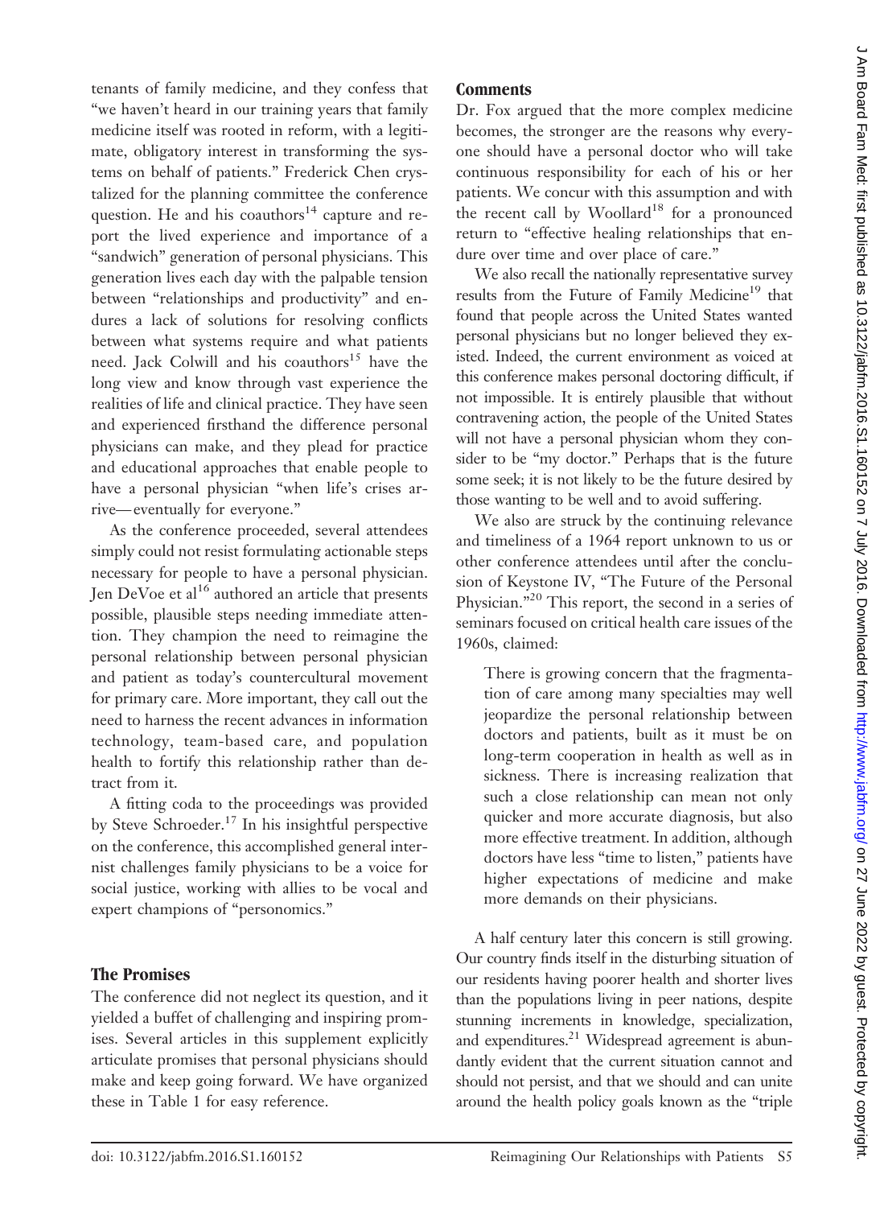tenants of family medicine, and they confess that "we haven't heard in our training years that family medicine itself was rooted in reform, with a legitimate, obligatory interest in transforming the systems on behalf of patients." Frederick Chen crystalized for the planning committee the conference question. He and his coauthors[14] capture and report the lived experience and importance of a "sandwich" generation of personal physicians. This generation lives each day with the palpable tension between "relationships and productivity" and endures a lack of solutions for resolving conflicts between what systems require and what patients need. Jack Colwill and his coauthors[15] have the long view and know through vast experience the realities of life and clinical practice. They have seen and experienced firsthand the difference personal physicians can make, and they plead for practice and educational approaches that enable people to have a personal physician "when life's crises arrive—eventually for everyone."

As the conference proceeded, several attendees simply could not resist formulating actionable steps necessary for people to have a personal physician. Jen DeVoe et al[16] authored an article that presents possible, plausible steps needing immediate attention. They champion the need to reimagine the personal relationship between personal physician and patient as today's countercultural movement for primary care. More important, they call out the need to harness the recent advances in information technology, team-based care, and population health to fortify this relationship rather than detract from it.

A fitting coda to the proceedings was provided by Steve Schroeder.[17] In his insightful perspective on the conference, this accomplished general internist challenges family physicians to be a voice for social justice, working with allies to be vocal and expert champions of "personomics."

## The Promises

The conference did not neglect its question, and it yielded a buffet of challenging and inspiring promises. Several articles in this supplement explicitly articulate promises that personal physicians should make and keep going forward. We have organized these in Table 1 for easy reference.

## Comments

Dr. Fox argued that the more complex medicine becomes, the stronger are the reasons why everyone should have a personal doctor who will take continuous responsibility for each of his or her patients. We concur with this assumption and with the recent call by Woollard[18] for a pronounced return to "effective healing relationships that endure over time and over place of care."

We also recall the nationally representative survey results from the Future of Family Medicine[19] that found that people across the United States wanted personal physicians but no longer believed they existed. Indeed, the current environment as voiced at this conference makes personal doctoring difficult, if not impossible. It is entirely plausible that without contravening action, the people of the United States will not have a personal physician whom they consider to be "my doctor." Perhaps that is the future some seek; it is not likely to be the future desired by those wanting to be well and to avoid suffering.

We also are struck by the continuing relevance and timeliness of a 1964 report unknown to us or other conference attendees until after the conclusion of Keystone IV, "The Future of the Personal Physician."[20] This report, the second in a series of seminars focused on critical health care issues of the 1960s, claimed:

> There is growing concern that the fragmentation of care among many specialties may well jeopardize the personal relationship between doctors and patients, built as it must be on long-term cooperation in health as well as in sickness. There is increasing realization that such a close relationship can mean not only quicker and more accurate diagnosis, but also more effective treatment. In addition, although doctors have less "time to listen," patients have higher expectations of medicine and make more demands on their physicians.

A half century later this concern is still growing. Our country finds itself in the disturbing situation of our residents having poorer health and shorter lives than the populations living in peer nations, despite stunning increments in knowledge, specialization, and expenditures.[21] Widespread agreement is abundantly evident that the current situation cannot and should not persist, and that we should and can unite around the health policy goals known as the "triple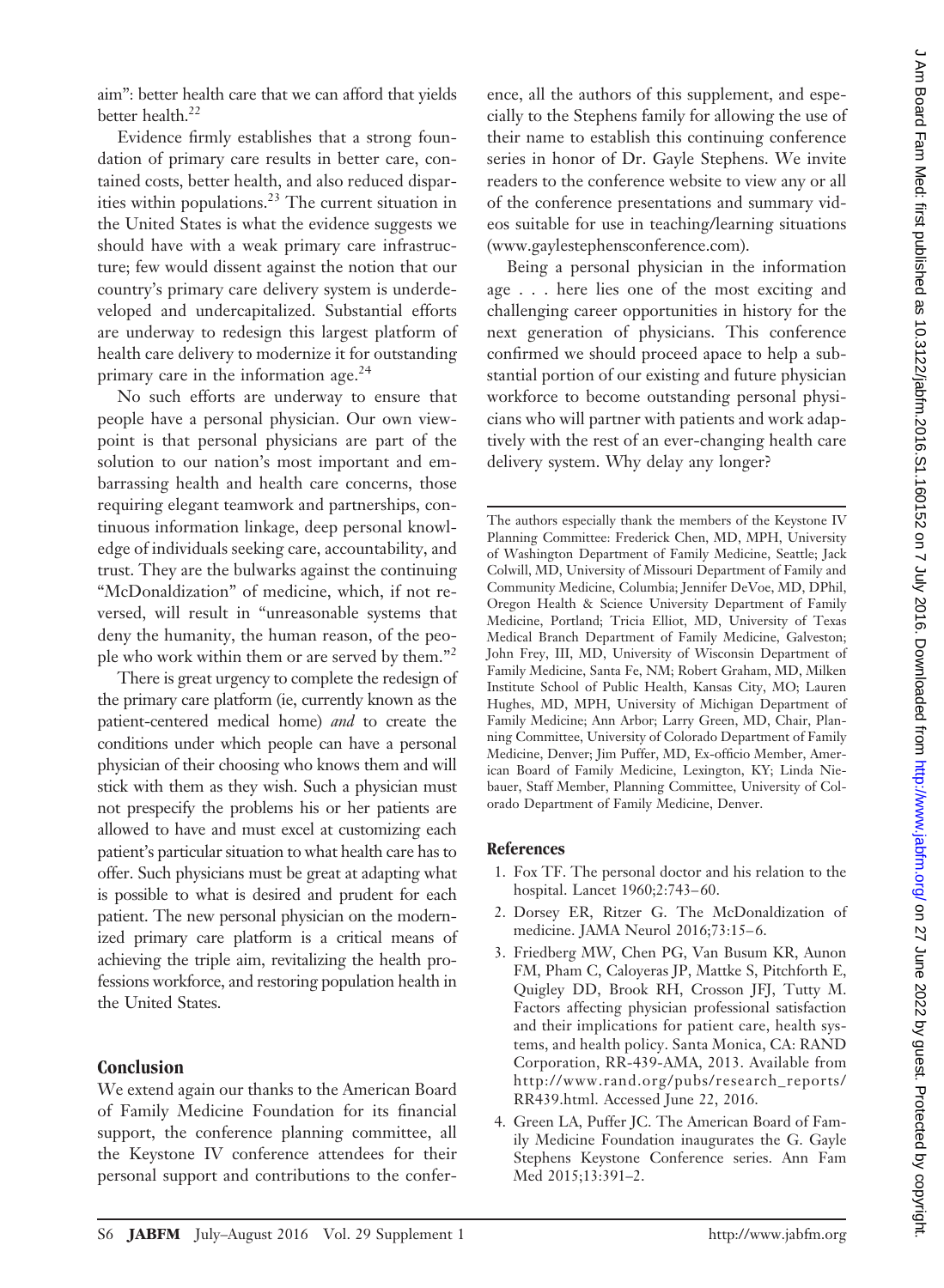aim": better health care that we can afford that yields better health.[22]

Evidence firmly establishes that a strong foundation of primary care results in better care, contained costs, better health, and also reduced disparities within populations.[23] The current situation in the United States is what the evidence suggests we should have with a weak primary care infrastructure; few would dissent against the notion that our country's primary care delivery system is underdeveloped and undercapitalized. Substantial efforts are underway to redesign this largest platform of health care delivery to modernize it for outstanding primary care in the information age.[24]

No such efforts are underway to ensure that people have a personal physician. Our own viewpoint is that personal physicians are part of the solution to our nation's most important and embarrassing health and health care concerns, those requiring elegant teamwork and partnerships, continuous information linkage, deep personal knowledge of individuals seeking care, accountability, and trust. They are the bulwarks against the continuing "McDonaldization" of medicine, which, if not reversed, will result in "unreasonable systems that deny the humanity, the human reason, of the people who work within them or are served by them."[2]

There is great urgency to complete the redesign of the primary care platform (ie, currently known as the patient-centered medical home) *and* to create the conditions under which people can have a personal physician of their choosing who knows them and will stick with them as they wish. Such a physician must not prespecify the problems his or her patients are allowed to have and must excel at customizing each patient's particular situation to what health care has to offer. Such physicians must be great at adapting what is possible to what is desired and prudent for each patient. The new personal physician on the modernized primary care platform is a critical means of achieving the triple aim, revitalizing the health professions workforce, and restoring population health in the United States.

## Conclusion

We extend again our thanks to the American Board of Family Medicine Foundation for its financial support, the conference planning committee, all the Keystone IV conference attendees for their personal support and contributions to the conference, all the authors of this supplement, and especially to the Stephens family for allowing the use of their name to establish this continuing conference series in honor of Dr. Gayle Stephens. We invite readers to the conference website to view any or all of the conference presentations and summary videos suitable for use in teaching/learning situations (www.gaylestephensconference.com).

Being a personal physician in the information age . . . here lies one of the most exciting and challenging career opportunities in history for the next generation of physicians. This conference confirmed we should proceed apace to help a substantial portion of our existing and future physician workforce to become outstanding personal physicians who will partner with patients and work adaptively with the rest of an ever-changing health care delivery system. Why delay any longer?

---

The authors especially thank the members of the Keystone IV Planning Committee: Frederick Chen, MD, MPH, University of Washington Department of Family Medicine, Seattle; Jack Colwill, MD, University of Missouri Department of Family and Community Medicine, Columbia; Jennifer DeVoe, MD, DPhil, Oregon Health & Science University Department of Family Medicine, Portland; Tricia Elliot, MD, University of Texas Medical Branch Department of Family Medicine, Galveston; John Frey, III, MD, University of Wisconsin Department of Family Medicine, Santa Fe, NM; Robert Graham, MD, Milken Institute School of Public Health, Kansas City, MO; Lauren Hughes, MD, MPH, University of Michigan Department of Family Medicine; Ann Arbor; Larry Green, MD, Chair, Planning Committee, University of Colorado Department of Family Medicine, Denver; Jim Puffer, MD, Ex-officio Member, American Board of Family Medicine, Lexington, KY; Linda Niebauer, Staff Member, Planning Committee, University of Colorado Department of Family Medicine, Denver.

## References

1. Fox TF. The personal doctor and his relation to the hospital. Lancet 1960;2:743–60.
2. Dorsey ER, Ritzer G. The McDonaldization of medicine. JAMA Neurol 2016;73:15–6.
3. Friedberg MW, Chen PG, Van Busum KR, Aunon FM, Pham C, Caloyeras JP, Mattke S, Pitchforth E, Quigley DD, Brook RH, Crosson JFJ, Tutty M. Factors affecting physician professional satisfaction and their implications for patient care, health systems, and health policy. Santa Monica, CA: RAND Corporation, RR-439-AMA, 2013. Available from http://www.rand.org/pubs/research_reports/RR439.html. Accessed June 22, 2016.
4. Green LA, Puffer JC. The American Board of Family Medicine Foundation inaugurates the G. Gayle Stephens Keystone Conference series. Ann Fam Med 2015;13:391–2.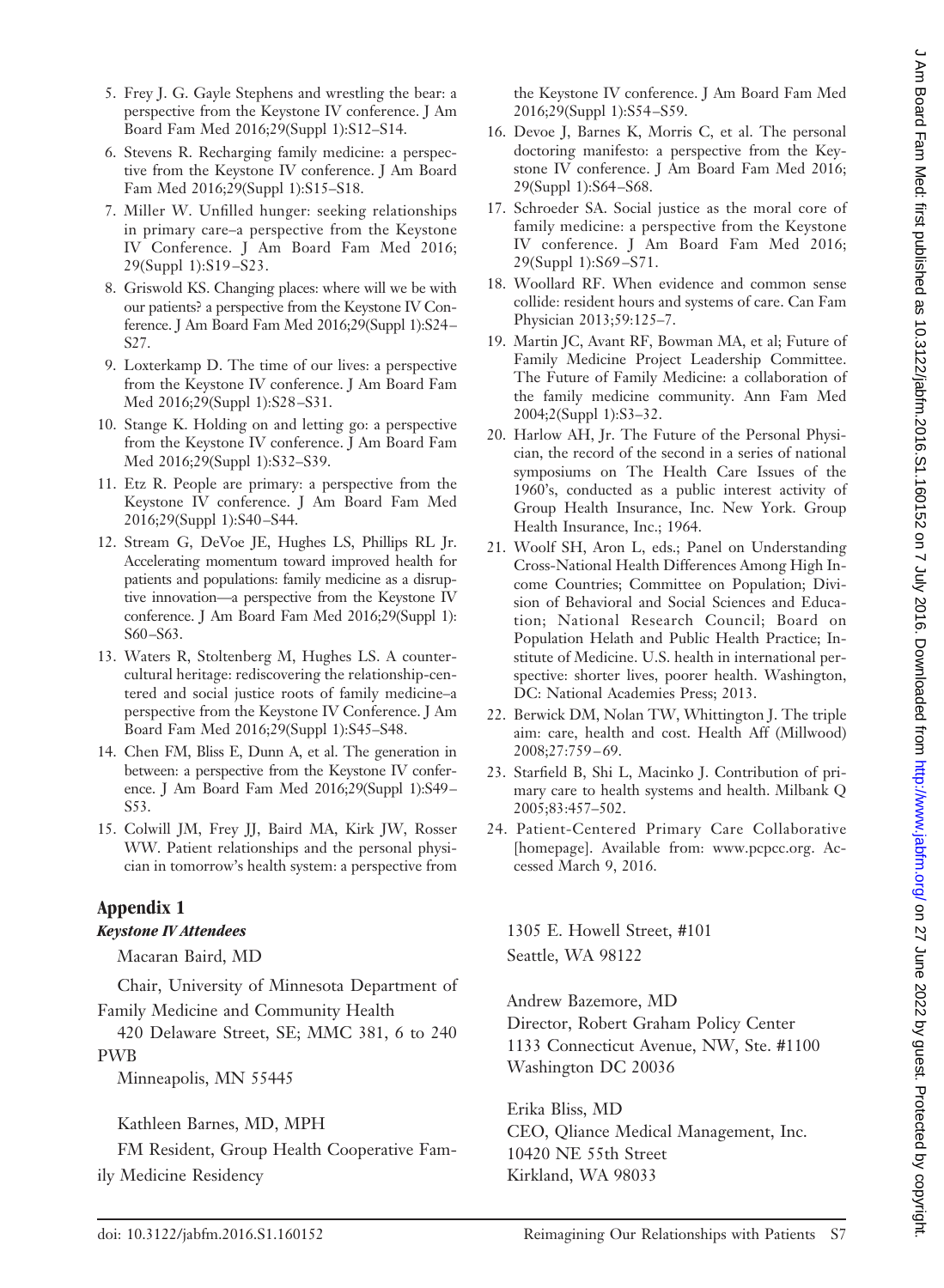5. Frey J. G. Gayle Stephens and wrestling the bear: a perspective from the Keystone IV conference. J Am Board Fam Med 2016;29(Suppl 1):S12–S14.
6. Stevens R. Recharging family medicine: a perspective from the Keystone IV conference. J Am Board Fam Med 2016;29(Suppl 1):S15–S18.
7. Miller W. Unfilled hunger: seeking relationships in primary care–a perspective from the Keystone IV Conference. J Am Board Fam Med 2016; 29(Suppl 1):S19–S23.
8. Griswold KS. Changing places: where will we be with our patients? a perspective from the Keystone IV Conference. J Am Board Fam Med 2016;29(Suppl 1):S24–S27.
9. Loxterkamp D. The time of our lives: a perspective from the Keystone IV conference. J Am Board Fam Med 2016;29(Suppl 1):S28–S31.
10. Stange K. Holding on and letting go: a perspective from the Keystone IV conference. J Am Board Fam Med 2016;29(Suppl 1):S32–S39.
11. Etz R. People are primary: a perspective from the Keystone IV conference. J Am Board Fam Med 2016;29(Suppl 1):S40–S44.
12. Stream G, DeVoe JE, Hughes LS, Phillips RL Jr. Accelerating momentum toward improved health for patients and populations: family medicine as a disruptive innovation—a perspective from the Keystone IV conference. J Am Board Fam Med 2016;29(Suppl 1): S60–S63.
13. Waters R, Stoltenberg M, Hughes LS. A countercultural heritage: rediscovering the relationship-centered and social justice roots of family medicine–a perspective from the Keystone IV Conference. J Am Board Fam Med 2016;29(Suppl 1):S45–S48.
14. Chen FM, Bliss E, Dunn A, et al. The generation in between: a perspective from the Keystone IV conference. J Am Board Fam Med 2016;29(Suppl 1):S49–S53.
15. Colwill JM, Frey JJ, Baird MA, Kirk JW, Rosser WW. Patient relationships and the personal physician in tomorrow's health system: a perspective from the Keystone IV conference. J Am Board Fam Med 2016;29(Suppl 1):S54–S59.
16. Devoe J, Barnes K, Morris C, et al. The personal doctoring manifesto: a perspective from the Keystone IV conference. J Am Board Fam Med 2016; 29(Suppl 1):S64–S68.
17. Schroeder SA. Social justice as the moral core of family medicine: a perspective from the Keystone IV conference. J Am Board Fam Med 2016; 29(Suppl 1):S69–S71.
18. Woollard RF. When evidence and common sense collide: resident hours and systems of care. Can Fam Physician 2013;59:125–7.
19. Martin JC, Avant RF, Bowman MA, et al; Future of Family Medicine Project Leadership Committee. The Future of Family Medicine: a collaboration of the family medicine community. Ann Fam Med 2004;2(Suppl 1):S3–32.
20. Harlow AH, Jr. The Future of the Personal Physician, the record of the second in a series of national symposiums on The Health Care Issues of the 1960's, conducted as a public interest activity of Group Health Insurance, Inc. New York. Group Health Insurance, Inc.; 1964.
21. Woolf SH, Aron L, eds.; Panel on Understanding Cross-National Health Differences Among High Income Countries; Committee on Population; Division of Behavioral and Social Sciences and Education; National Research Council; Board on Population Helath and Public Health Practice; Institute of Medicine. U.S. health in international perspective: shorter lives, poorer health. Washington, DC: National Academies Press; 2013.
22. Berwick DM, Nolan TW, Whittington J. The triple aim: care, health and cost. Health Aff (Millwood) 2008;27:759–69.
23. Starfield B, Shi L, Macinko J. Contribution of primary care to health systems and health. Milbank Q 2005;83:457–502.
24. Patient-Centered Primary Care Collaborative [homepage]. Available from: www.pcpcc.org. Accessed March 9, 2016.

## Appendix 1

### *Keystone IV Attendees*

Macaran Baird, MD

Chair, University of Minnesota Department of Family Medicine and Community Health

420 Delaware Street, SE; MMC 381, 6 to 240 PWB

Minneapolis, MN 55445

Kathleen Barnes, MD, MPH

FM Resident, Group Health Cooperative Family Medicine Residency

1305 E. Howell Street, #101
Seattle, WA 98122

Andrew Bazemore, MD
Director, Robert Graham Policy Center
1133 Connecticut Avenue, NW, Ste. #1100
Washington DC 20036

Erika Bliss, MD
CEO, Qliance Medical Management, Inc.
10420 NE 55th Street
Kirkland, WA 98033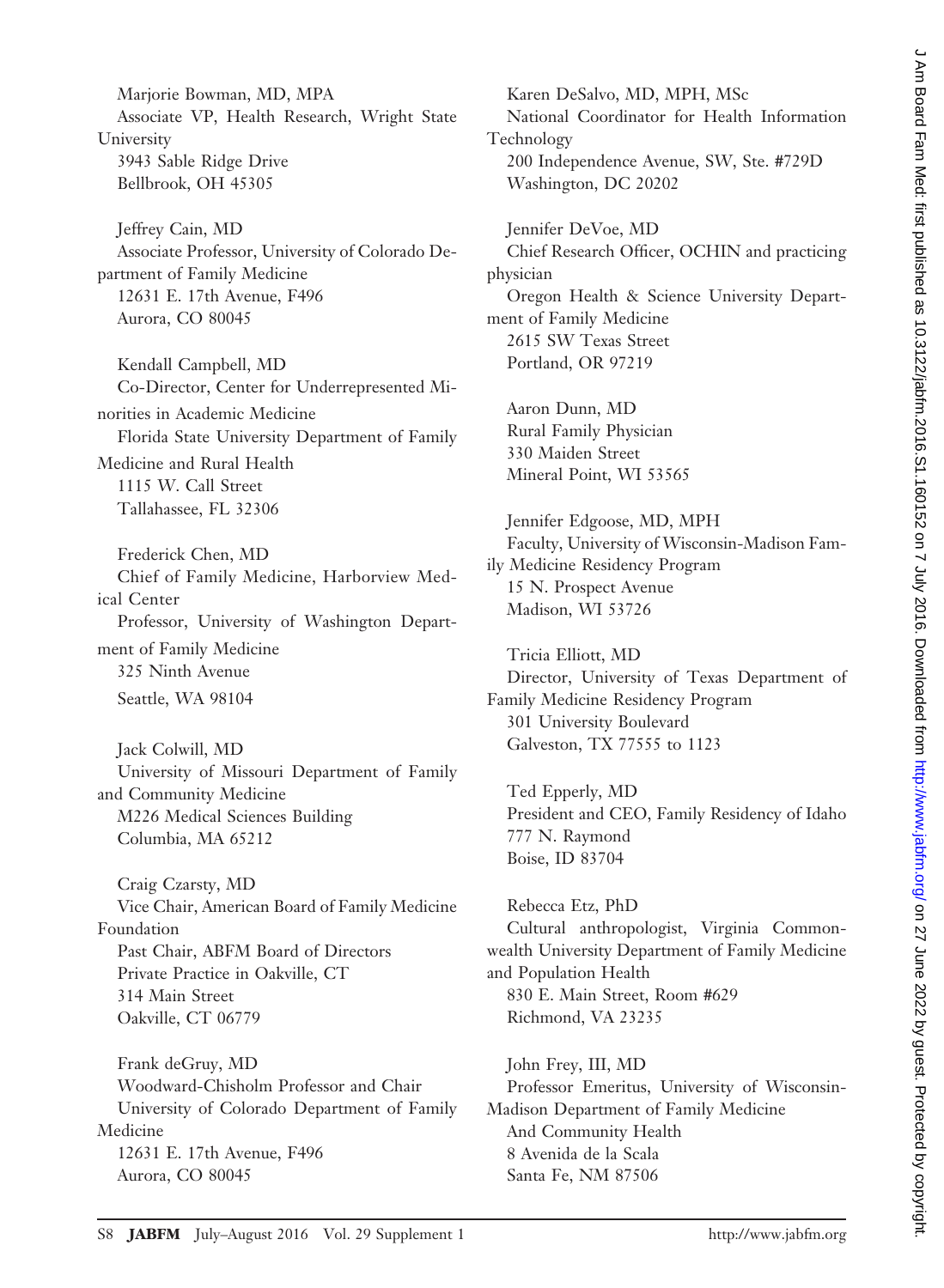Marjorie Bowman, MD, MPA
Associate VP, Health Research, Wright State University
3943 Sable Ridge Drive
Bellbrook, OH 45305

Jeffrey Cain, MD
Associate Professor, University of Colorado Department of Family Medicine
12631 E. 17th Avenue, F496
Aurora, CO 80045

Kendall Campbell, MD
Co-Director, Center for Underrepresented Minorities in Academic Medicine
Florida State University Department of Family Medicine and Rural Health
1115 W. Call Street
Tallahassee, FL 32306

Frederick Chen, MD
Chief of Family Medicine, Harborview Medical Center
Professor, University of Washington Department of Family Medicine
325 Ninth Avenue
Seattle, WA 98104

Jack Colwill, MD
University of Missouri Department of Family and Community Medicine
M226 Medical Sciences Building
Columbia, MA 65212

Craig Czarsty, MD
Vice Chair, American Board of Family Medicine Foundation
Past Chair, ABFM Board of Directors
Private Practice in Oakville, CT
314 Main Street
Oakville, CT 06779

Frank deGruy, MD
Woodward-Chisholm Professor and Chair
University of Colorado Department of Family Medicine
12631 E. 17th Avenue, F496
Aurora, CO 80045

Karen DeSalvo, MD, MPH, MSc
National Coordinator for Health Information Technology
200 Independence Avenue, SW, Ste. #729D
Washington, DC 20202

Jennifer DeVoe, MD
Chief Research Officer, OCHIN and practicing physician
Oregon Health & Science University Department of Family Medicine
2615 SW Texas Street
Portland, OR 97219

Aaron Dunn, MD
Rural Family Physician
330 Maiden Street
Mineral Point, WI 53565

Jennifer Edgoose, MD, MPH
Faculty, University of Wisconsin-Madison Family Medicine Residency Program
15 N. Prospect Avenue
Madison, WI 53726

Tricia Elliott, MD
Director, University of Texas Department of Family Medicine Residency Program
301 University Boulevard
Galveston, TX 77555 to 1123

Ted Epperly, MD
President and CEO, Family Residency of Idaho
777 N. Raymond
Boise, ID 83704

Rebecca Etz, PhD
Cultural anthropologist, Virginia Commonwealth University Department of Family Medicine and Population Health
830 E. Main Street, Room #629
Richmond, VA 23235

John Frey, III, MD
Professor Emeritus, University of Wisconsin-Madison Department of Family Medicine
And Community Health
8 Avenida de la Scala
Santa Fe, NM 87506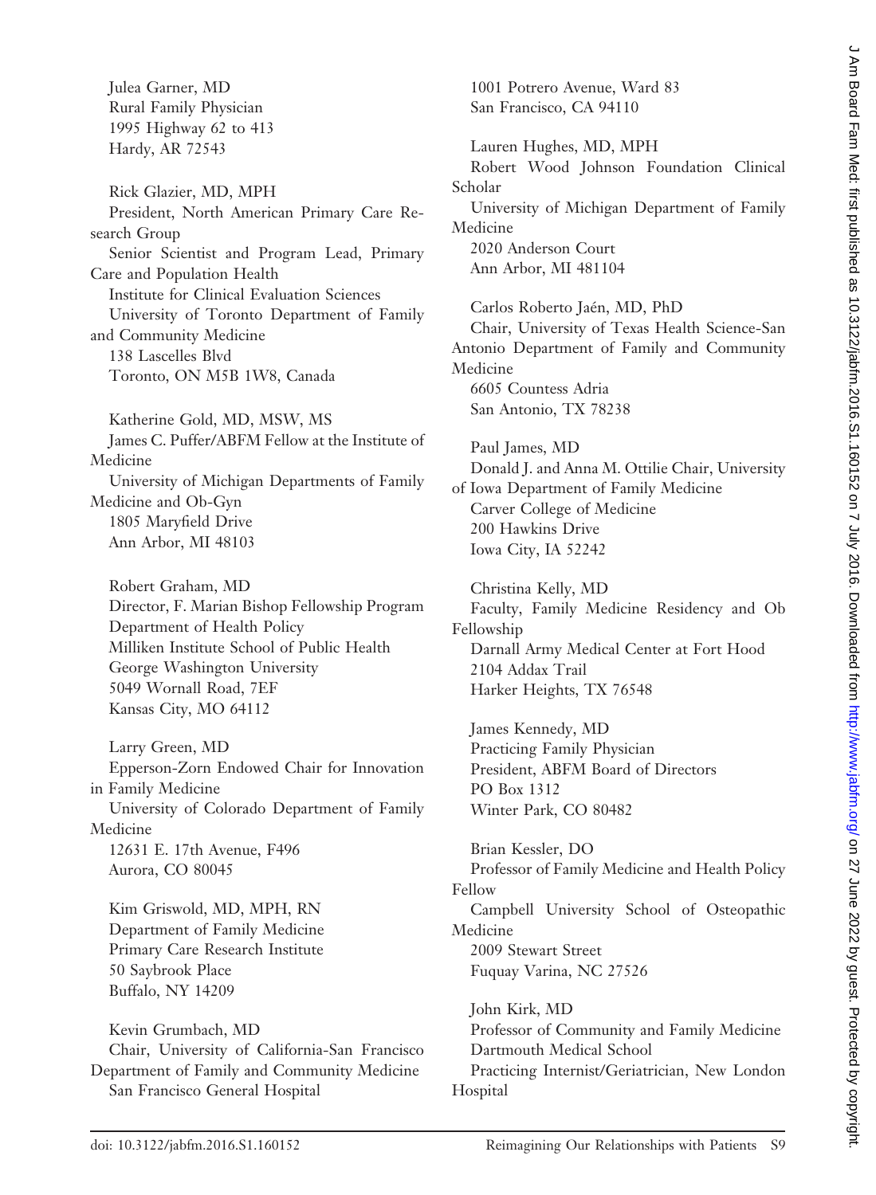Julea Garner, MD
Rural Family Physician
1995 Highway 62 to 413
Hardy, AR 72543

Rick Glazier, MD, MPH
President, North American Primary Care Research Group
Senior Scientist and Program Lead, Primary Care and Population Health
Institute for Clinical Evaluation Sciences
University of Toronto Department of Family and Community Medicine
138 Lascelles Blvd
Toronto, ON M5B 1W8, Canada

Katherine Gold, MD, MSW, MS
James C. Puffer/ABFM Fellow at the Institute of Medicine
University of Michigan Departments of Family Medicine and Ob-Gyn
1805 Maryfield Drive
Ann Arbor, MI 48103

Robert Graham, MD
Director, F. Marian Bishop Fellowship Program
Department of Health Policy
Milliken Institute School of Public Health
George Washington University
5049 Wornall Road, 7EF
Kansas City, MO 64112

Larry Green, MD
Epperson-Zorn Endowed Chair for Innovation in Family Medicine
University of Colorado Department of Family Medicine
12631 E. 17th Avenue, F496
Aurora, CO 80045

Kim Griswold, MD, MPH, RN
Department of Family Medicine
Primary Care Research Institute
50 Saybrook Place
Buffalo, NY 14209

Kevin Grumbach, MD
Chair, University of California-San Francisco Department of Family and Community Medicine
San Francisco General Hospital
1001 Potrero Avenue, Ward 83
San Francisco, CA 94110

Lauren Hughes, MD, MPH
Robert Wood Johnson Foundation Clinical Scholar
University of Michigan Department of Family Medicine
2020 Anderson Court
Ann Arbor, MI 481104

Carlos Roberto Jaén, MD, PhD
Chair, University of Texas Health Science-San Antonio Department of Family and Community Medicine
6605 Countess Adria
San Antonio, TX 78238

Paul James, MD
Donald J. and Anna M. Ottilie Chair, University of Iowa Department of Family Medicine
Carver College of Medicine
200 Hawkins Drive
Iowa City, IA 52242

Christina Kelly, MD
Faculty, Family Medicine Residency and Ob Fellowship
Darnall Army Medical Center at Fort Hood
2104 Addax Trail
Harker Heights, TX 76548

James Kennedy, MD
Practicing Family Physician
President, ABFM Board of Directors
PO Box 1312
Winter Park, CO 80482

Brian Kessler, DO
Professor of Family Medicine and Health Policy Fellow
Campbell University School of Osteopathic Medicine
2009 Stewart Street
Fuquay Varina, NC 27526

John Kirk, MD
Professor of Community and Family Medicine
Dartmouth Medical School
Practicing Internist/Geriatrician, New London Hospital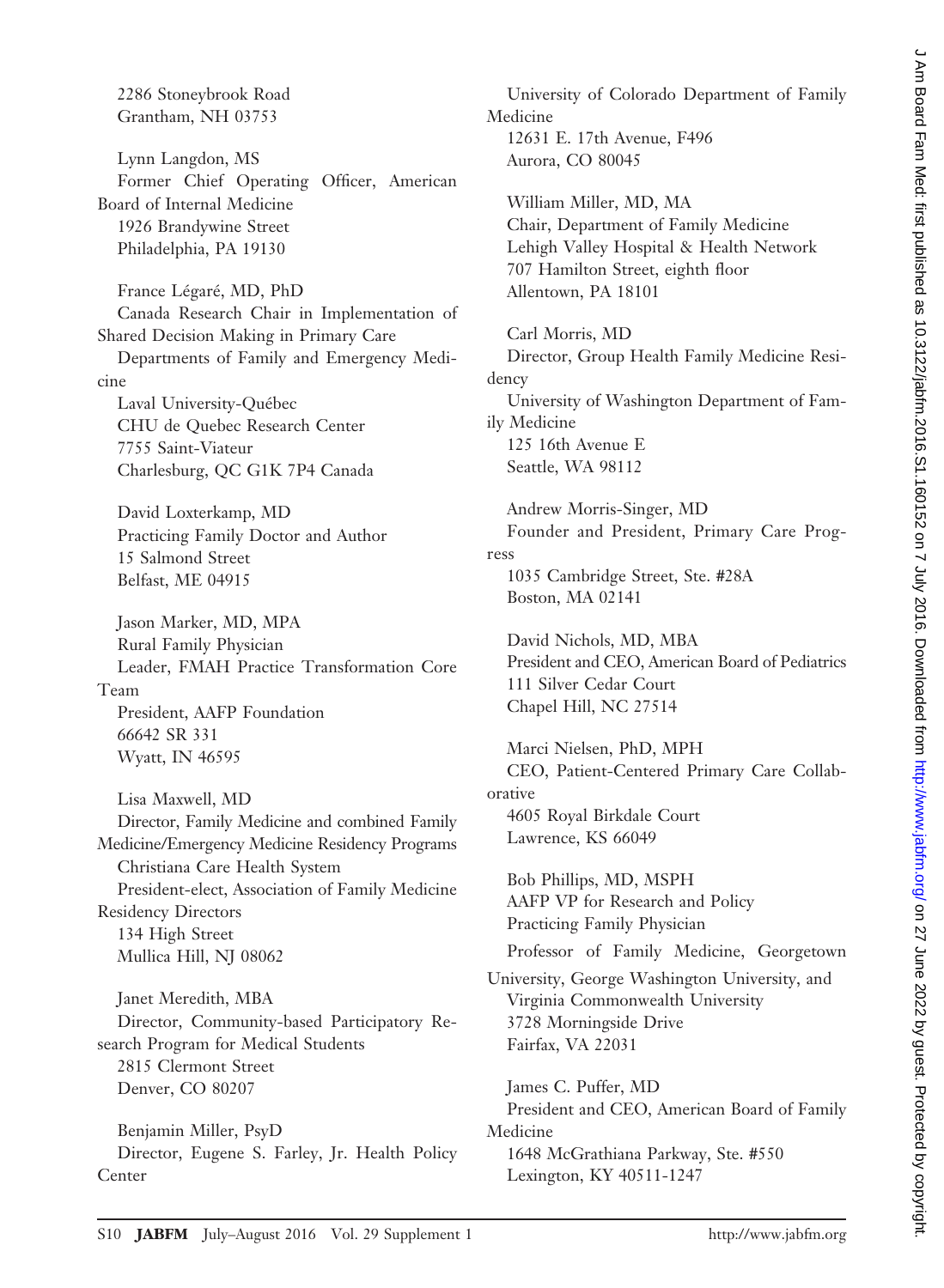2286 Stoneybrook Road
Grantham, NH 03753

Lynn Langdon, MS
Former Chief Operating Officer, American Board of Internal Medicine
1926 Brandywine Street
Philadelphia, PA 19130

France Légaré, MD, PhD
Canada Research Chair in Implementation of Shared Decision Making in Primary Care
Departments of Family and Emergency Medicine
Laval University-Québec
CHU de Quebec Research Center
7755 Saint-Viateur
Charlesburg, QC G1K 7P4 Canada

David Loxterkamp, MD
Practicing Family Doctor and Author
15 Salmond Street
Belfast, ME 04915

Jason Marker, MD, MPA
Rural Family Physician
Leader, FMAH Practice Transformation Core Team
President, AAFP Foundation
66642 SR 331
Wyatt, IN 46595

Lisa Maxwell, MD
Director, Family Medicine and combined Family Medicine/Emergency Medicine Residency Programs
Christiana Care Health System
President-elect, Association of Family Medicine Residency Directors
134 High Street
Mullica Hill, NJ 08062

Janet Meredith, MBA
Director, Community-based Participatory Research Program for Medical Students
2815 Clermont Street
Denver, CO 80207

Benjamin Miller, PsyD
Director, Eugene S. Farley, Jr. Health Policy Center
University of Colorado Department of Family Medicine
12631 E. 17th Avenue, F496
Aurora, CO 80045

William Miller, MD, MA
Chair, Department of Family Medicine
Lehigh Valley Hospital & Health Network
707 Hamilton Street, eighth floor
Allentown, PA 18101

Carl Morris, MD
Director, Group Health Family Medicine Residency
University of Washington Department of Family Medicine
125 16th Avenue E
Seattle, WA 98112

Andrew Morris-Singer, MD
Founder and President, Primary Care Progress
1035 Cambridge Street, Ste. #28A
Boston, MA 02141

David Nichols, MD, MBA
President and CEO, American Board of Pediatrics
111 Silver Cedar Court
Chapel Hill, NC 27514

Marci Nielsen, PhD, MPH
CEO, Patient-Centered Primary Care Collaborative
4605 Royal Birkdale Court
Lawrence, KS 66049

Bob Phillips, MD, MSPH
AAFP VP for Research and Policy
Practicing Family Physician
Professor of Family Medicine, Georgetown University, George Washington University, and Virginia Commonwealth University
3728 Morningside Drive
Fairfax, VA 22031

James C. Puffer, MD
President and CEO, American Board of Family Medicine
1648 McGrathiana Parkway, Ste. #550
Lexington, KY 40511-1247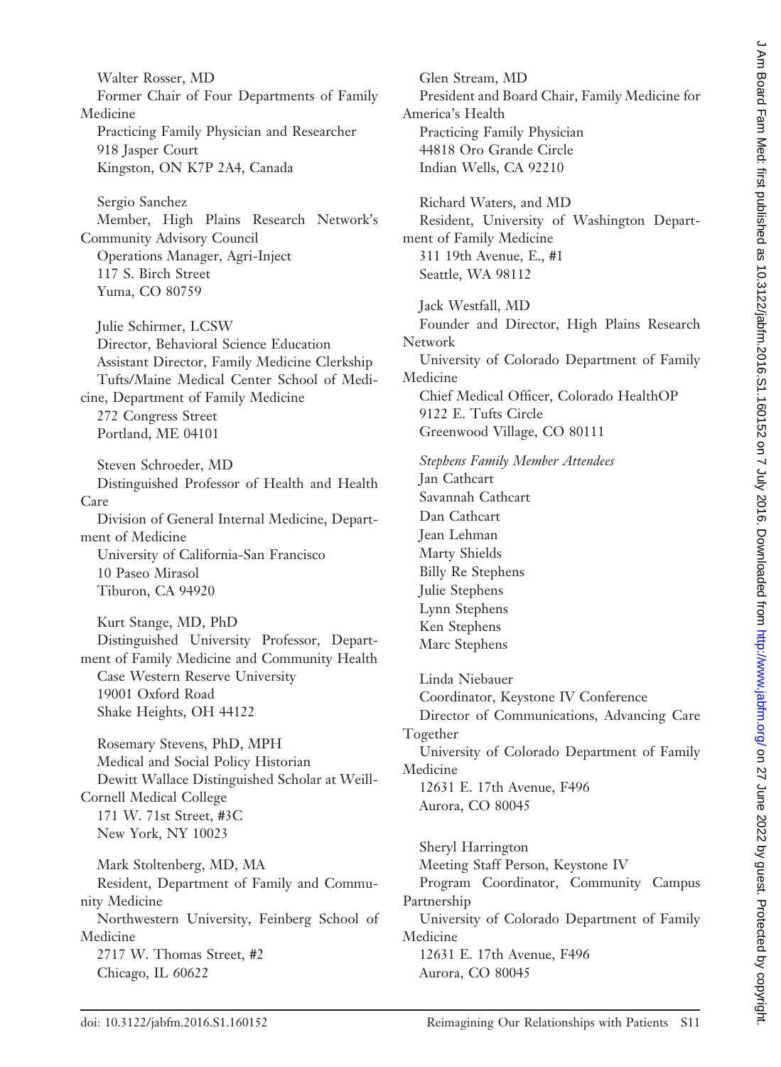Walter Rosser, MD
Former Chair of Four Departments of Family Medicine
Practicing Family Physician and Researcher
918 Jasper Court
Kingston, ON K7P 2A4, Canada

Sergio Sanchez
Member, High Plains Research Network's Community Advisory Council
Operations Manager, Agri-Inject
117 S. Birch Street
Yuma, CO 80759

Julie Schirmer, LCSW
Director, Behavioral Science Education
Assistant Director, Family Medicine Clerkship
Tufts/Maine Medical Center School of Medicine, Department of Family Medicine
272 Congress Street
Portland, ME 04101

Steven Schroeder, MD
Distinguished Professor of Health and Health Care
Division of General Internal Medicine, Department of Medicine
University of California-San Francisco
10 Paseo Mirasol
Tiburon, CA 94920

Kurt Stange, MD, PhD
Distinguished University Professor, Department of Family Medicine and Community Health
Case Western Reserve University
19001 Oxford Road
Shake Heights, OH 44122

Rosemary Stevens, PhD, MPH
Medical and Social Policy Historian
Dewitt Wallace Distinguished Scholar at Weill-Cornell Medical College
171 W. 71st Street, #3C
New York, NY 10023

Mark Stoltenberg, MD, MA
Resident, Department of Family and Community Medicine
Northwestern University, Feinberg School of Medicine
2717 W. Thomas Street, #2
Chicago, IL 60622

Glen Stream, MD
President and Board Chair, Family Medicine for America's Health
Practicing Family Physician
44818 Oro Grande Circle
Indian Wells, CA 92210

Richard Waters, and MD
Resident, University of Washington Department of Family Medicine
311 19th Avenue, E., #1
Seattle, WA 98112

Jack Westfall, MD
Founder and Director, High Plains Research Network
University of Colorado Department of Family Medicine
Chief Medical Officer, Colorado HealthOP
9122 E. Tufts Circle
Greenwood Village, CO 80111

*Stephens Family Member Attendees*
Jan Cathcart
Savannah Cathcart
Dan Cathcart
Jean Lehman
Marty Shields
Billy Re Stephens
Julie Stephens
Lynn Stephens
Ken Stephens
Marc Stephens

Linda Niebauer
Coordinator, Keystone IV Conference
Director of Communications, Advancing Care Together
University of Colorado Department of Family Medicine
12631 E. 17th Avenue, F496
Aurora, CO 80045

Sheryl Harrington
Meeting Staff Person, Keystone IV
Program Coordinator, Community Campus Partnership
University of Colorado Department of Family Medicine
12631 E. 17th Avenue, F496
Aurora, CO 80045